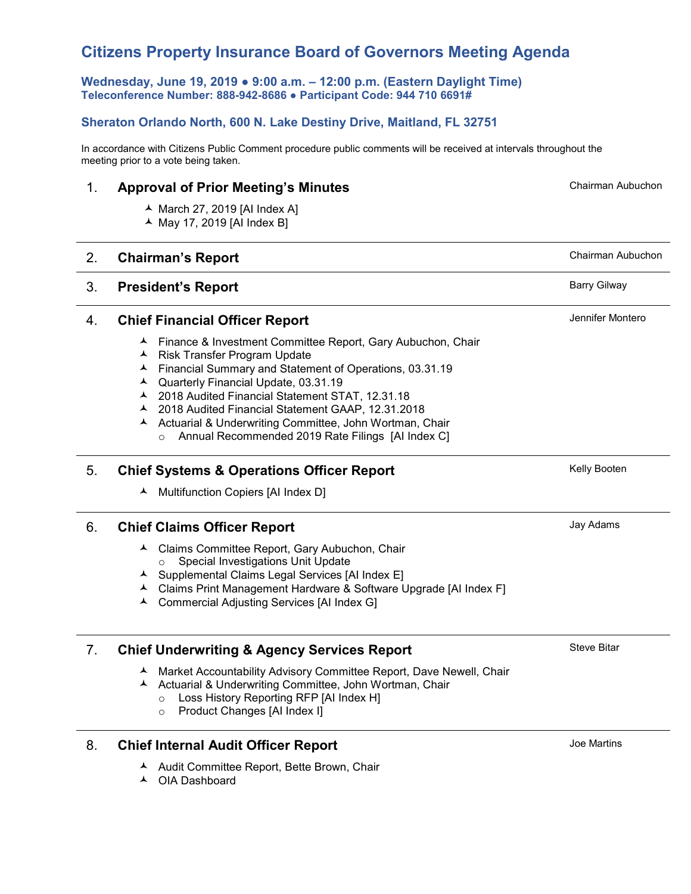# Citizens Property Insurance Board of Governors Meeting Agenda

### Wednesday, June 19, 2019 ● 9:00 a.m. – 12:00 p.m. (Eastern Daylight Time)
**Teleconference Number: 888-942-8686 ● Participant Code: 944 710 6691#**

### Sheraton Orlando North, 600 N. Lake Destiny Drive, Maitland, FL 32751

In accordance with Citizens Public Comment procedure public comments will be received at intervals throughout the meeting prior to a vote being taken.

## 1. Approval of Prior Meeting's Minutes — Chairman Aubuchon

- March 27, 2019 [AI Index A]
- May 17, 2019 [AI Index B]

---

## 2. Chairman's Report — Chairman Aubuchon

---

## 3. President's Report — Barry Gilway

---

## 4. Chief Financial Officer Report — Jennifer Montero

- Finance & Investment Committee Report, Gary Aubuchon, Chair
- Risk Transfer Program Update
- Financial Summary and Statement of Operations, 03.31.19
- Quarterly Financial Update, 03.31.19
- 2018 Audited Financial Statement STAT, 12.31.18
- 2018 Audited Financial Statement GAAP, 12.31.2018
- Actuarial & Underwriting Committee, John Wortman, Chair
  - Annual Recommended 2019 Rate Filings [AI Index C]

---

## 5. Chief Systems & Operations Officer Report — Kelly Booten

- Multifunction Copiers [AI Index D]

---

## 6. Chief Claims Officer Report — Jay Adams

- Claims Committee Report, Gary Aubuchon, Chair
  - Special Investigations Unit Update
- Supplemental Claims Legal Services [AI Index E]
- Claims Print Management Hardware & Software Upgrade [AI Index F]
- Commercial Adjusting Services [AI Index G]

---

## 7. Chief Underwriting & Agency Services Report — Steve Bitar

- Market Accountability Advisory Committee Report, Dave Newell, Chair
- Actuarial & Underwriting Committee, John Wortman, Chair
  - Loss History Reporting RFP [AI Index H]
  - Product Changes [AI Index I]

---

## 8. Chief Internal Audit Officer Report — Joe Martins

- Audit Committee Report, Bette Brown, Chair
- OIA Dashboard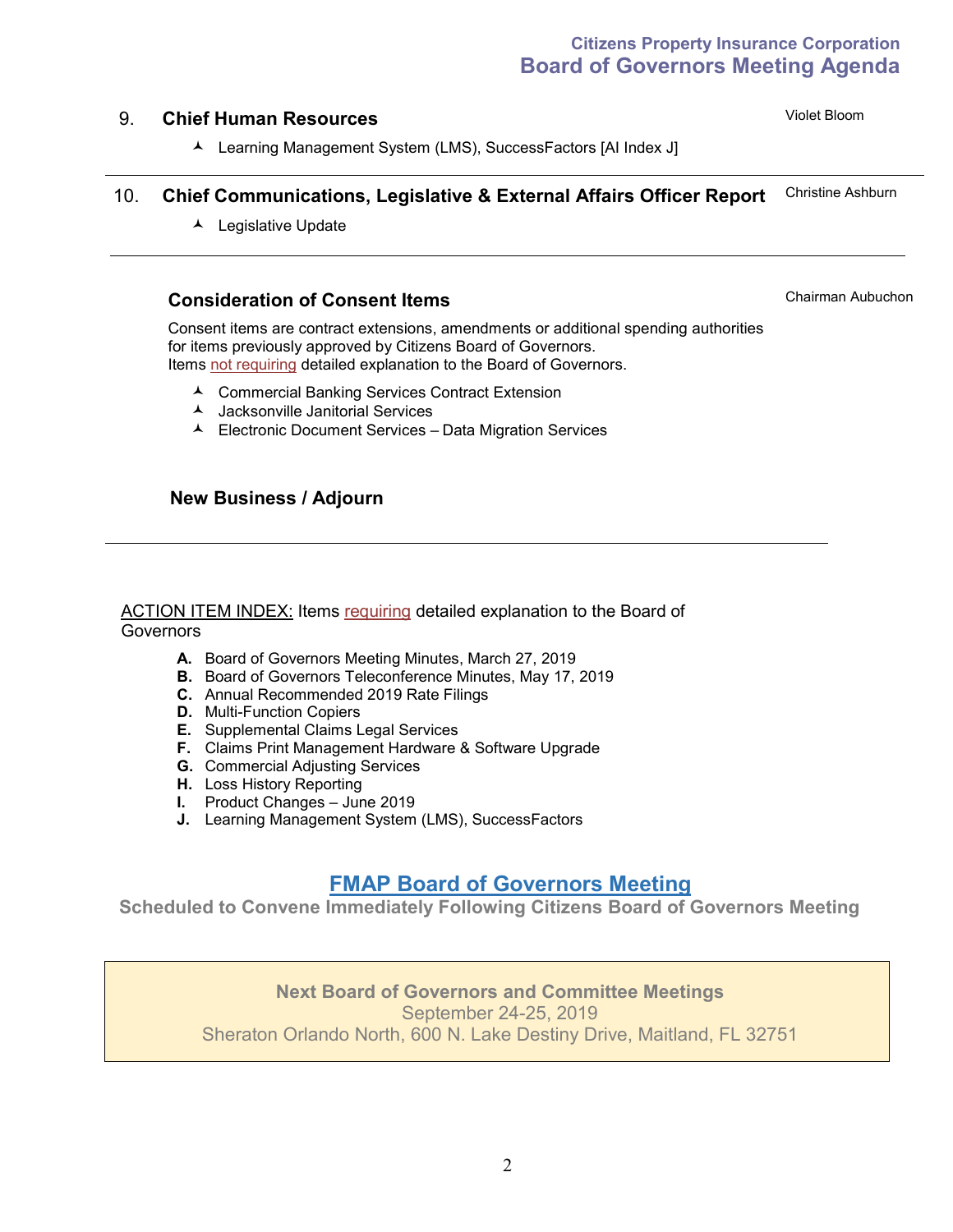## 9. Chief Human Resources

Violet Bloom

- Learning Management System (LMS), SuccessFactors [AI Index J]

---

## 10. Chief Communications, Legislative & External Affairs Officer Report

Christine Ashburn

- Legislative Update

---

### Consideration of Consent Items

Chairman Aubuchon

Consent items are contract extensions, amendments or additional spending authorities for items previously approved by Citizens Board of Governors.
Items not requiring detailed explanation to the Board of Governors.

- Commercial Banking Services Contract Extension
- Jacksonville Janitorial Services
- Electronic Document Services – Data Migration Services

### New Business / Adjourn

---

ACTION ITEM INDEX: Items requiring detailed explanation to the Board of Governors

- **A.** Board of Governors Meeting Minutes, March 27, 2019
- **B.** Board of Governors Teleconference Minutes, May 17, 2019
- **C.** Annual Recommended 2019 Rate Filings
- **D.** Multi-Function Copiers
- **E.** Supplemental Claims Legal Services
- **F.** Claims Print Management Hardware & Software Upgrade
- **G.** Commercial Adjusting Services
- **H.** Loss History Reporting
- **I.** Product Changes – June 2019
- **J.** Learning Management System (LMS), SuccessFactors

## FMAP Board of Governors Meeting

**Scheduled to Convene Immediately Following Citizens Board of Governors Meeting**

**Next Board of Governors and Committee Meetings**
September 24-25, 2019
Sheraton Orlando North, 600 N. Lake Destiny Drive, Maitland, FL 32751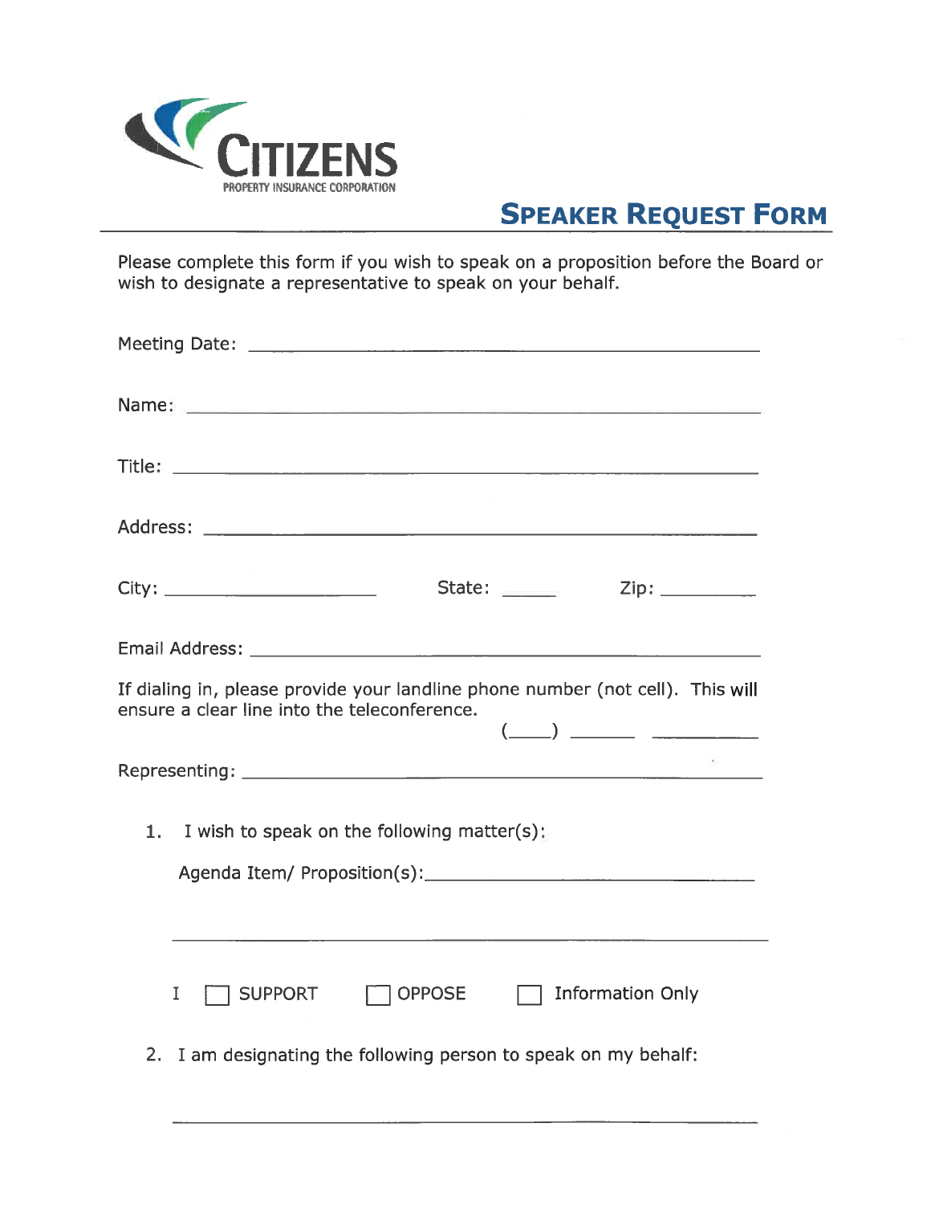CITIZENS
PROPERTY INSURANCE CORPORATION

# SPEAKER REQUEST FORM

Please complete this form if you wish to speak on a proposition before the Board or wish to designate a representative to speak on your behalf.

Meeting Date: ______________________________________________

Name: ______________________________________________

Title: ______________________________________________

Address: ______________________________________________

City: ____________________ State: _____ Zip: _________

Email Address: ______________________________________________

If dialing in, please provide your landline phone number (not cell). This will ensure a clear line into the teleconference.
(____) ______ _________

Representing: ______________________________________________

1. I wish to speak on the following matter(s):

   Agenda Item/ Proposition(s):______________________________

   ______________________________________________

   I ☐ SUPPORT ☐ OPPOSE ☐ Information Only

2. I am designating the following person to speak on my behalf:

   ______________________________________________